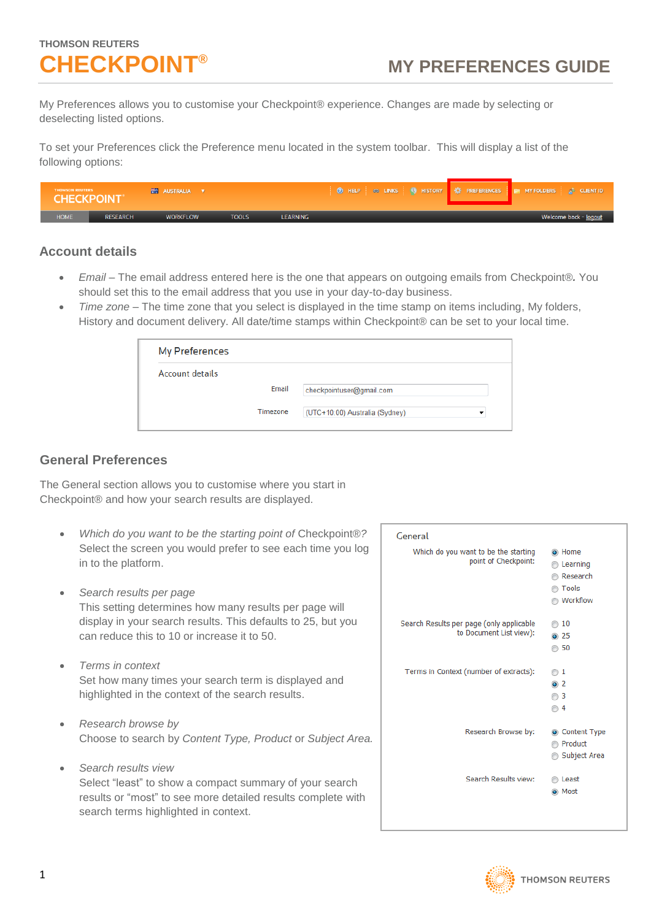THOMSON REUTERS

# CHECKPOINT®

# MY PREFERENCES GUIDE

My Preferences allows you to customise your Checkpoint® experience. Changes are made by selecting or deselecting listed options.

To set your Preferences click the Preference menu located in the system toolbar. This will display a list of the following options:

## Account details

- *Email* – The email address entered here is the one that appears on outgoing emails from Checkpoint®. You should set this to the email address that you use in your day-to-day business.
- *Time zone* – The time zone that you select is displayed in the time stamp on items including, My folders, History and document delivery. All date/time stamps within Checkpoint® can be set to your local time.

## General Preferences

The General section allows you to customise where you start in Checkpoint® and how your search results are displayed.

- *Which do you want to be the starting point of* Checkpoint®?
  Select the screen you would prefer to see each time you log in to the platform.

- *Search results per page*
  This setting determines how many results per page will display in your search results. This defaults to 25, but you can reduce this to 10 or increase it to 50.

- *Terms in context*
  Set how many times your search term is displayed and highlighted in the context of the search results.

- *Research browse by*
  Choose to search by *Content Type, Product* or *Subject Area*.

- *Search results view*
  Select "least" to show a compact summary of your search results or "most" to see more detailed results complete with search terms highlighted in context.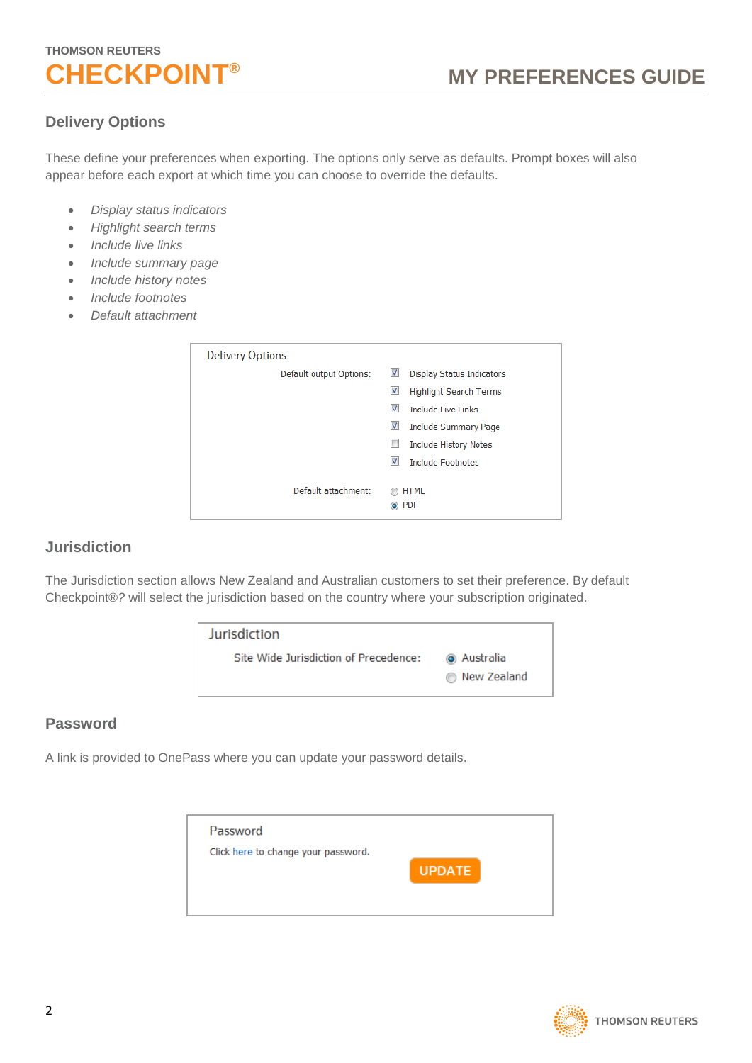## Delivery Options

These define your preferences when exporting. The options only serve as defaults. Prompt boxes will also appear before each export at which time you can choose to override the defaults.

- *Display status indicators*
- *Highlight search terms*
- *Include live links*
- *Include summary page*
- *Include history notes*
- *Include footnotes*
- *Default attachment*

Delivery Options

Default output Options:

- [x] Display Status Indicators
- [x] Highlight Search Terms
- [x] Include Live Links
- [x] Include Summary Page
- [ ] Include History Notes
- [x] Include Footnotes

Default attachment:

- ○ HTML
- ◉ PDF

## Jurisdiction

The Jurisdiction section allows New Zealand and Australian customers to set their preference. By default Checkpoint®? will select the jurisdiction based on the country where your subscription originated.

Jurisdiction

Site Wide Jurisdiction of Precedence:

- ◉ Australia
- ○ New Zealand

## Password

A link is provided to OnePass where you can update your password details.

Password

Click here to change your password.

UPDATE